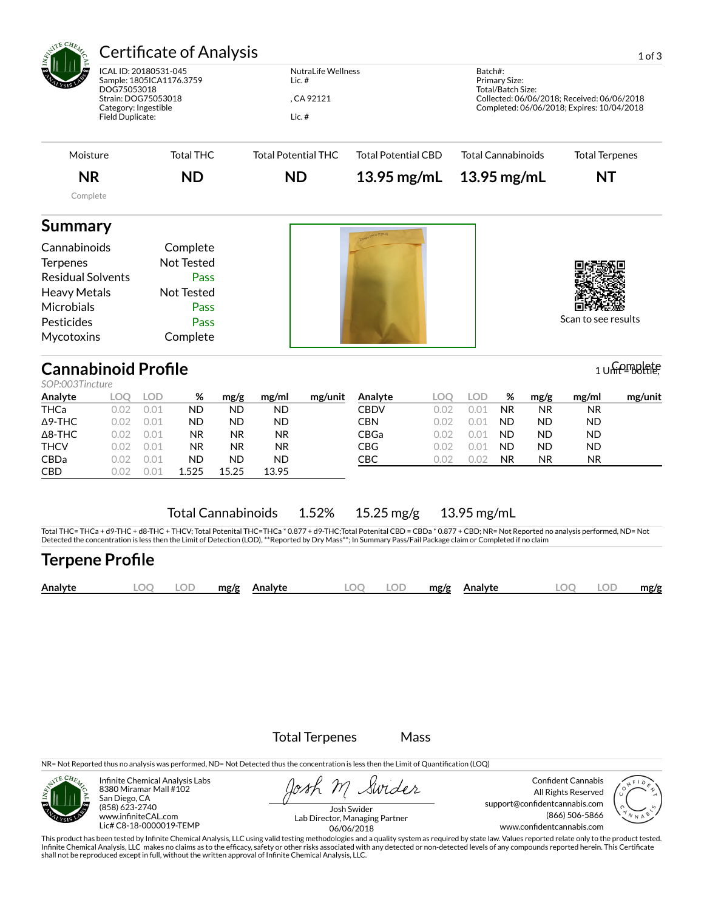# Certificate of Analysis

ICAL ID: 20180531-045
Sample: 1805ICA1176.3759
DOG75053018
Strain: DOG75053018
Category: Ingestible
Field Duplicate:

NutraLife Wellness
Lic. #

, CA 92121

Lic. #

Batch#:
Primary Size:
Total/Batch Size:
Collected: 06/06/2018; Received: 06/06/2018
Completed: 06/06/2018; Expires: 10/04/2018

| Moisture | Total THC | Total Potential THC | Total Potential CBD | Total Cannabinoids | Total Terpenes |
|---|---|---|---|---|---|
| **NR** | **ND** | **ND** | **13.95 mg/mL** | **13.95 mg/mL** | **NT** |
| Complete | | | | | |

## Summary

| | |
|---|---|
| Cannabinoids | Complete |
| Terpenes | Not Tested |
| Residual Solvents | Pass |
| Heavy Metals | Not Tested |
| Microbials | Pass |
| Pesticides | Pass |
| Mycotoxins | Complete |

Scan to see results

## Cannabinoid Profile

Complete

1 Unit = bottle,

*SOP:003Tincture*

| Analyte | LOQ | LOD | % | mg/g | mg/ml | mg/unit |
|---|---|---|---|---|---|---|
| THCa | 0.02 | 0.01 | ND | ND | ND | |
| Δ9-THC | 0.02 | 0.01 | ND | ND | ND | |
| Δ8-THC | 0.02 | 0.01 | NR | NR | NR | |
| THCV | 0.02 | 0.01 | NR | NR | NR | |
| CBDa | 0.02 | 0.01 | ND | ND | ND | |
| CBD | 0.02 | 0.01 | 1.525 | 15.25 | 13.95 | |

| Analyte | LOQ | LOD | % | mg/g | mg/ml | mg/unit |
|---|---|---|---|---|---|---|
| CBDV | 0.02 | 0.01 | NR | NR | NR | |
| CBN | 0.02 | 0.01 | ND | ND | ND | |
| CBGa | 0.02 | 0.01 | ND | ND | ND | |
| CBG | 0.02 | 0.01 | ND | ND | ND | |
| CBC | 0.02 | 0.02 | NR | NR | NR | |

Total Cannabinoids 1.52% 15.25 mg/g 13.95 mg/mL

Total THC= THCa + d9-THC + d8-THC + THCV; Total Potential THC=THCa * 0.877 + d9-THC;Total Potential CBD = CBDa * 0.877 + CBD; NR= Not Reported no analysis performed, ND= Not Detected the concentration is less then the Limit of Detection (LOD), **Reported by Dry Mass**; In Summary Pass/Fail Package claim or Completed if no claim

## Terpene Profile

| Analyte | LOQ | LOD | mg/g | Analyte | LOQ | LOD | mg/g | Analyte | LOQ | LOD | mg/g |
|---|---|---|---|---|---|---|---|---|---|---|---|

Total Terpenes Mass

NR= Not Reported thus no analysis was performed, ND= Not Detected thus the concentration is less then the Limit of Quantification (LOQ)

Infinite Chemical Analysis Labs
8380 Miramar Mall #102
San Diego, CA
(858) 623-2740
www.infiniteCAL.com
Lic# C8-18-0000019-TEMP

Josh Swider
Lab Director, Managing Partner
06/06/2018

Confident Cannabis
All Rights Reserved
support@confidentcannabis.com
(866) 506-5866
www.confidentcannabis.com

This product has been tested by Infinite Chemical Analysis, LLC using valid testing methodologies and a quality system as required by state law. Values reported relate only to the product tested. Infinite Chemical Analysis, LLC makes no claims as to the efficacy, safety or other risks associated with any detected or non-detected levels of any compounds reported herein. This Certificate shall not be reproduced except in full, without the written approval of Infinite Chemical Analysis, LLC.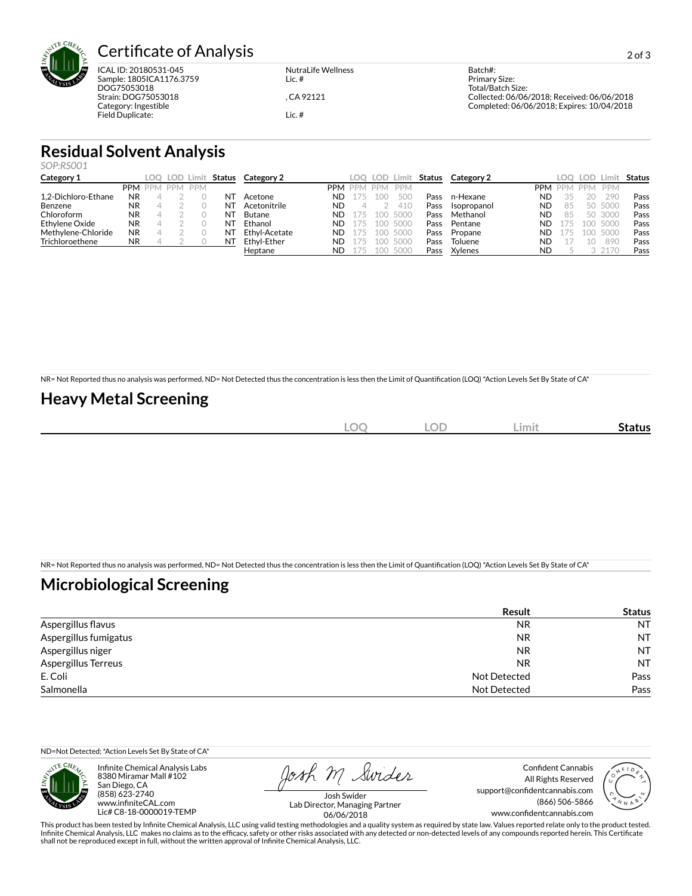# Certificate of Analysis

ICAL ID: 20180531-045
Sample: 1805ICA1176.3759
DOG75053018
Strain: DOG75053018
Category: Ingestible
Field Duplicate:

NutraLife Wellness
Lic. #

, CA 92121

Lic. #

Batch#:
Primary Size:
Total/Batch Size:
Collected: 06/06/2018; Received: 06/06/2018
Completed: 06/06/2018; Expires: 10/04/2018

## Residual Solvent Analysis

*SOP:RS001*

| Category 1 | PPM | LOQ PPM | LOD PPM | Limit PPM | Status |
|---|---|---|---|---|---|
| 1,2-Dichloro-Ethane | NR | 4 | 2 | 0 | NT |
| Benzene | NR | 4 | 2 | 0 | NT |
| Chloroform | NR | 4 | 2 | 0 | NT |
| Ethylene Oxide | NR | 4 | 2 | 0 | NT |
| Methylene-Chloride | NR | 4 | 2 | 0 | NT |
| Trichloroethene | NR | 4 | 2 | 0 | NT |

| Category 2 | PPM | LOQ PPM | LOD PPM | Limit PPM | Status |
|---|---|---|---|---|---|
| Acetone | ND | 175 | 100 | 500 | Pass |
| Acetonitrile | ND | 4 | 2 | 410 | Pass |
| Butane | ND | 175 | 100 | 5000 | Pass |
| Ethanol | ND | 175 | 100 | 5000 | Pass |
| Ethyl-Acetate | ND | 175 | 100 | 5000 | Pass |
| Ethyl-Ether | ND | 175 | 100 | 5000 | Pass |
| Heptane | ND | 175 | 100 | 5000 | Pass |

| Category 2 | PPM | LOQ PPM | LOD PPM | Limit PPM | Status |
|---|---|---|---|---|---|
| n-Hexane | ND | 35 | 20 | 290 | Pass |
| Isopropanol | ND | 85 | 50 | 5000 | Pass |
| Methanol | ND | 85 | 50 | 3000 | Pass |
| Pentane | ND | 175 | 100 | 5000 | Pass |
| Propane | ND | 175 | 100 | 5000 | Pass |
| Toluene | ND | 17 | 10 | 890 | Pass |
| Xylenes | ND | 5 | 3 | 2170 | Pass |

NR= Not Reported thus no analysis was performed, ND= Not Detected thus the concentration is less then the Limit of Quantification (LOQ) *Action Levels Set By State of CA*

## Heavy Metal Screening

| | LOQ | LOD | Limit | Status |
|---|---|---|---|---|

NR= Not Reported thus no analysis was performed, ND= Not Detected thus the concentration is less then the Limit of Quantification (LOQ) *Action Levels Set By State of CA*

## Microbiological Screening

| | Result | Status |
|---|---|---|
| Aspergillus flavus | NR | NT |
| Aspergillus fumigatus | NR | NT |
| Aspergillus niger | NR | NT |
| Aspergillus Terreus | NR | NT |
| E. Coli | Not Detected | Pass |
| Salmonella | Not Detected | Pass |

ND=Not Detected; *Action Levels Set By State of CA*

Infinite Chemical Analysis Labs
8380 Miramar Mall #102
San Diego, CA
(858) 623-2740
www.infiniteCAL.com
Lic# C8-18-0000019-TEMP

Josh Swider
Lab Director, Managing Partner
06/06/2018

Confident Cannabis
All Rights Reserved
support@confidentcannabis.com
(866) 506-5866
www.confidentcannabis.com

This product has been tested by Infinite Chemical Analysis, LLC using valid testing methodologies and a quality system as required by state law. Values reported relate only to the product tested. Infinite Chemical Analysis, LLC makes no claims as to the efficacy, safety or other risks associated with any detected or non-detected levels of any compounds reported herein. This Certificate shall not be reproduced except in full, without the written approval of Infinite Chemical Analysis, LLC.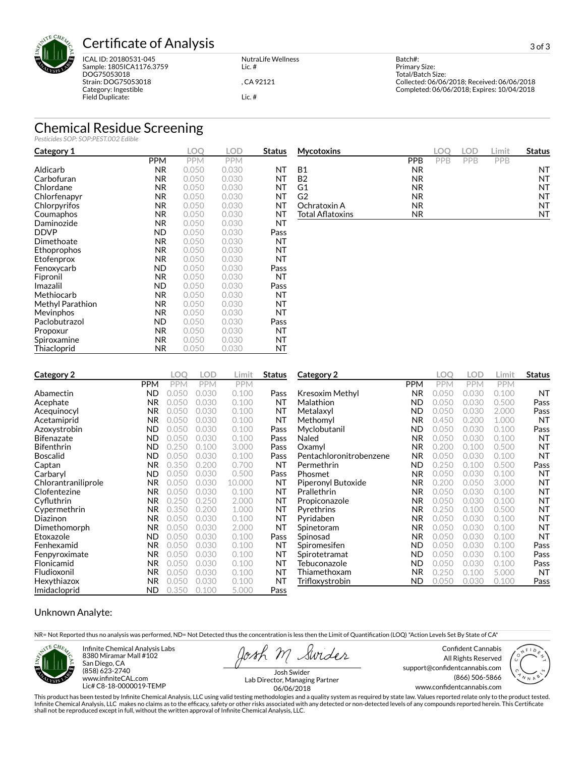# Certificate of Analysis

ICAL ID: 20180531-045
Sample: 1805ICA1176.3759
DOG75053018
Strain: DOG75053018
Category: Ingestible
Field Duplicate:

NutraLife Wellness
Lic. #

, CA 92121

Lic. #

Batch#:
Primary Size:
Total/Batch Size:
Collected: 06/06/2018; Received: 06/06/2018
Completed: 06/06/2018; Expires: 10/04/2018

## Chemical Residue Screening

*Pesticides SOP: SOP:PEST.002 Edible*

| Category 1 | | LOQ | LOD | Status |
|---|---|---|---|---|
| | PPM | PPM | PPM | |
| Aldicarb | NR | 0.050 | 0.030 | NT |
| Carbofuran | NR | 0.050 | 0.030 | NT |
| Chlordane | NR | 0.050 | 0.030 | NT |
| Chlorfenapyr | NR | 0.050 | 0.030 | NT |
| Chlorpyrifos | NR | 0.050 | 0.030 | NT |
| Coumaphos | NR | 0.050 | 0.030 | NT |
| Daminozide | NR | 0.050 | 0.030 | NT |
| DDVP | ND | 0.050 | 0.030 | Pass |
| Dimethoate | NR | 0.050 | 0.030 | NT |
| Ethoprophos | NR | 0.050 | 0.030 | NT |
| Etofenprox | NR | 0.050 | 0.030 | NT |
| Fenoxycarb | ND | 0.050 | 0.030 | Pass |
| Fipronil | NR | 0.050 | 0.030 | NT |
| Imazalil | ND | 0.050 | 0.030 | Pass |
| Methiocarb | NR | 0.050 | 0.030 | NT |
| Methyl Parathion | NR | 0.050 | 0.030 | NT |
| Mevinphos | NR | 0.050 | 0.030 | NT |
| Paclobutrazol | ND | 0.050 | 0.030 | Pass |
| Propoxur | NR | 0.050 | 0.030 | NT |
| Spiroxamine | NR | 0.050 | 0.030 | NT |
| Thiacloprid | NR | 0.050 | 0.030 | NT |

| Mycotoxins | | LOQ | LOD | Limit | Status |
|---|---|---|---|---|---|
| | PPB | PPB | PPB | PPB | |
| B1 | NR | | | | NT |
| B2 | NR | | | | NT |
| G1 | NR | | | | NT |
| G2 | NR | | | | NT |
| Ochratoxin A | NR | | | | NT |
| Total Aflatoxins | NR | | | | NT |

| Category 2 | | LOQ | LOD | Limit | Status |
|---|---|---|---|---|---|
| | PPM | PPM | PPM | PPM | |
| Abamectin | ND | 0.050 | 0.030 | 0.100 | Pass |
| Acephate | NR | 0.050 | 0.030 | 0.100 | NT |
| Acequinocyl | NR | 0.050 | 0.030 | 0.100 | NT |
| Acetamiprid | NR | 0.050 | 0.030 | 0.100 | NT |
| Azoxystrobin | ND | 0.050 | 0.030 | 0.100 | Pass |
| Bifenazate | ND | 0.050 | 0.030 | 0.100 | Pass |
| Bifenthrin | ND | 0.250 | 0.100 | 3.000 | Pass |
| Boscalid | ND | 0.050 | 0.030 | 0.100 | Pass |
| Captan | NR | 0.350 | 0.200 | 0.700 | NT |
| Carbaryl | ND | 0.050 | 0.030 | 0.500 | Pass |
| Chlorantraniliprole | NR | 0.050 | 0.030 | 10.000 | NT |
| Clofentezine | NR | 0.050 | 0.030 | 0.100 | NT |
| Cyfluthrin | NR | 0.250 | 0.250 | 2.000 | NT |
| Cypermethrin | NR | 0.350 | 0.200 | 1.000 | NT |
| Diazinon | NR | 0.050 | 0.030 | 0.100 | NT |
| Dimethomorph | NR | 0.050 | 0.030 | 2.000 | NT |
| Etoxazole | ND | 0.050 | 0.030 | 0.100 | Pass |
| Fenhexamid | NR | 0.050 | 0.030 | 0.100 | NT |
| Fenpyroximate | NR | 0.050 | 0.030 | 0.100 | NT |
| Flonicamid | NR | 0.050 | 0.030 | 0.100 | NT |
| Fludioxonil | NR | 0.050 | 0.030 | 0.100 | NT |
| Hexythiazox | NR | 0.050 | 0.030 | 0.100 | NT |
| Imidacloprid | ND | 0.350 | 0.100 | 5.000 | Pass |
| Kresoxim Methyl | NR | 0.050 | 0.030 | 0.100 | NT |
| Malathion | ND | 0.050 | 0.030 | 0.500 | Pass |
| Metalaxyl | ND | 0.050 | 0.030 | 2.000 | Pass |
| Methomyl | NR | 0.450 | 0.200 | 1.000 | NT |
| Myclobutanil | ND | 0.050 | 0.030 | 0.100 | Pass |
| Naled | NR | 0.050 | 0.030 | 0.100 | NT |
| Oxamyl | NR | 0.200 | 0.100 | 0.500 | NT |
| Pentachloronitrobenzene | NR | 0.050 | 0.030 | 0.100 | NT |
| Permethrin | ND | 0.250 | 0.100 | 0.500 | Pass |
| Phosmet | NR | 0.050 | 0.030 | 0.100 | NT |
| Piperonyl Butoxide | NR | 0.200 | 0.050 | 3.000 | NT |
| Prallethrin | NR | 0.050 | 0.030 | 0.100 | NT |
| Propiconazole | NR | 0.050 | 0.030 | 0.100 | NT |
| Pyrethrins | NR | 0.250 | 0.100 | 0.500 | NT |
| Pyridaben | NR | 0.050 | 0.030 | 0.100 | NT |
| Spinetoram | NR | 0.050 | 0.030 | 0.100 | NT |
| Spinosad | NR | 0.050 | 0.030 | 0.100 | NT |
| Spiromesifen | ND | 0.050 | 0.030 | 0.100 | Pass |
| Spirotetramat | ND | 0.050 | 0.030 | 0.100 | Pass |
| Tebuconazole | ND | 0.050 | 0.030 | 0.100 | Pass |
| Thiamethoxam | NR | 0.250 | 0.100 | 5.000 | NT |
| Trifloxystrobin | ND | 0.050 | 0.030 | 0.100 | Pass |

Unknown Analyte:

NR= Not Reported thus no analysis was performed, ND= Not Detected thus the concentration is less then the Limit of Quantification (LOQ) *Action Levels Set By State of CA*

Infinite Chemical Analysis Labs
8380 Miramar Mall #102
San Diego, CA
(858) 623-2740
www.infiniteCAL.com
Lic# C8-18-0000019-TEMP

Josh M Swider
Josh Swider
Lab Director, Managing Partner
06/06/2018

Confident Cannabis
All Rights Reserved
support@confidentcannabis.com
(866) 506-5866
www.confidentcannabis.com

This product has been tested by Infinite Chemical Analysis, LLC using valid testing methodologies and a quality system as required by state law. Values reported relate only to the product tested. Infinite Chemical Analysis, LLC makes no claims as to the efficacy, safety or other risks associated with any detected or non-detected levels of any compounds reported herein. This Certificate shall not be reproduced except in full, without the written approval of Infinite Chemical Analysis, LLC.